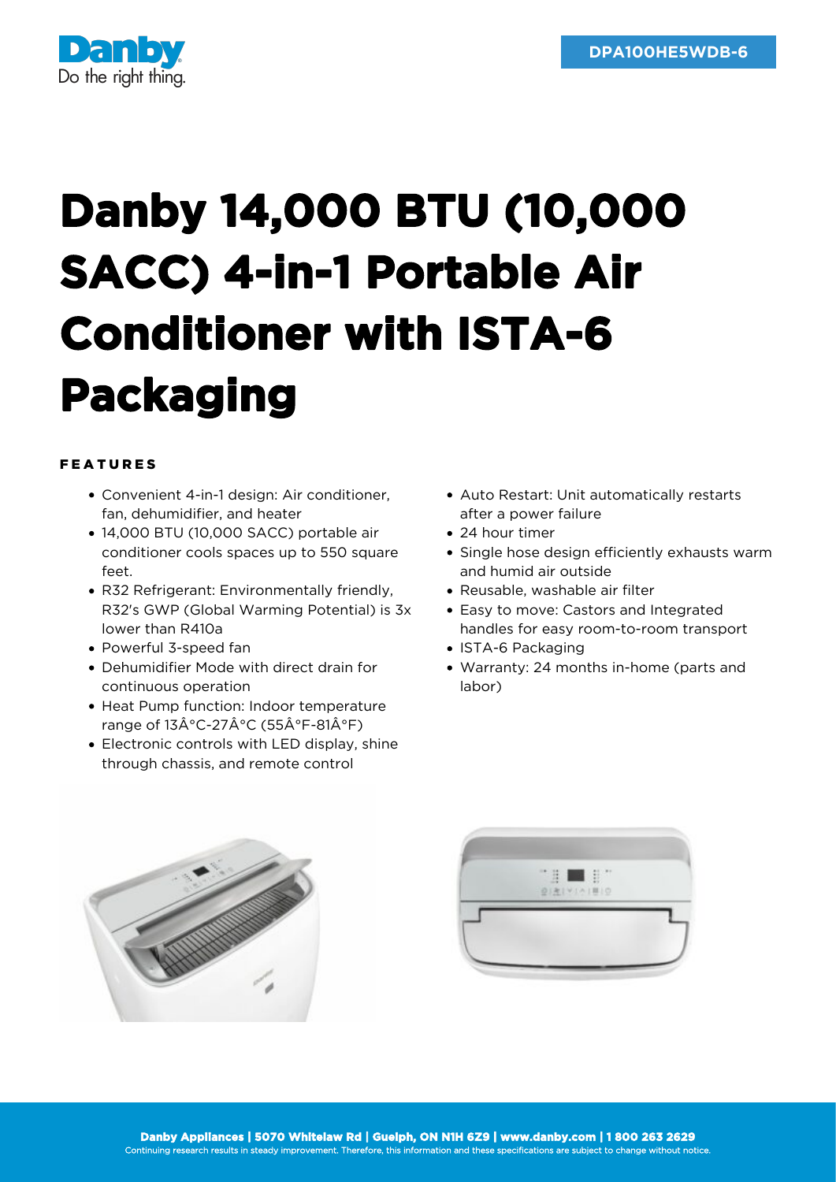Danby
Do the right thing.

DPA100HE5WDB-6

# Danby 14,000 BTU (10,000 SACC) 4-in-1 Portable Air Conditioner with ISTA-6 Packaging

## FEATURES

- Convenient 4-in-1 design: Air conditioner, fan, dehumidifier, and heater
- 14,000 BTU (10,000 SACC) portable air conditioner cools spaces up to 550 square feet.
- R32 Refrigerant: Environmentally friendly, R32's GWP (Global Warming Potential) is 3x lower than R410a
- Powerful 3-speed fan
- Dehumidifier Mode with direct drain for continuous operation
- Heat Pump function: Indoor temperature range of 13Â°C-27Â°C (55Â°F-81Â°F)
- Electronic controls with LED display, shine through chassis, and remote control
- Auto Restart: Unit automatically restarts after a power failure
- 24 hour timer
- Single hose design efficiently exhausts warm and humid air outside
- Reusable, washable air filter
- Easy to move: Castors and Integrated handles for easy room-to-room transport
- ISTA-6 Packaging
- Warranty: 24 months in-home (parts and labor)

**Danby Appliances | 5070 Whitelaw Rd | Guelph, ON N1H 6Z9 | www.danby.com | 1 800 263 2629**

Continuing research results in steady improvement. Therefore, this information and these specifications are subject to change without notice.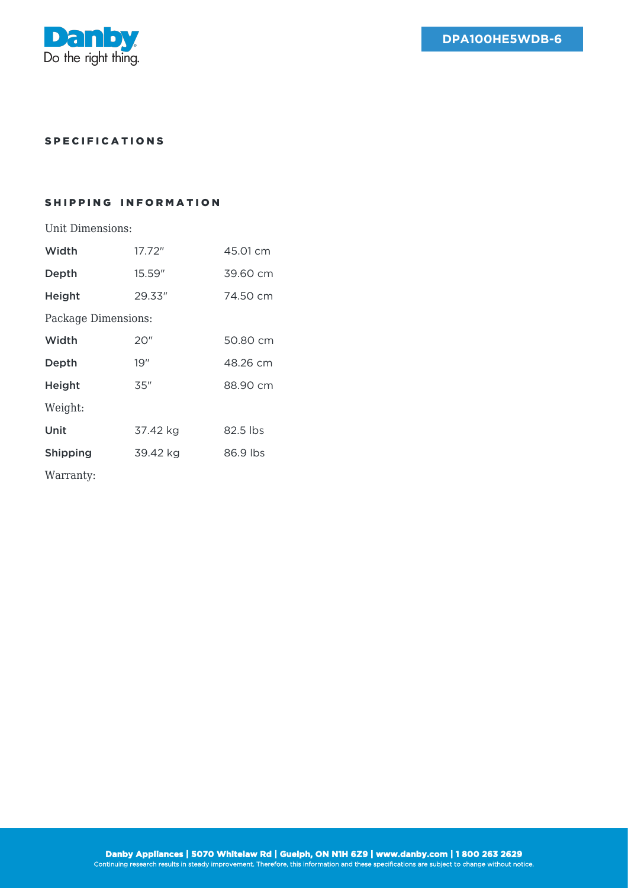## SPECIFICATIONS

### SHIPPING INFORMATION

| | | |
|---|---|---|
| Unit Dimensions: | | |
| **Width** | 17.72″ | 45.01 cm |
| **Depth** | 15.59″ | 39.60 cm |
| **Height** | 29.33″ | 74.50 cm |
| Package Dimensions: | | |
| **Width** | 20″ | 50.80 cm |
| **Depth** | 19″ | 48.26 cm |
| **Height** | 35″ | 88.90 cm |
| Weight: | | |
| **Unit** | 37.42 kg | 82.5 lbs |
| **Shipping** | 39.42 kg | 86.9 lbs |
| Warranty: | | |